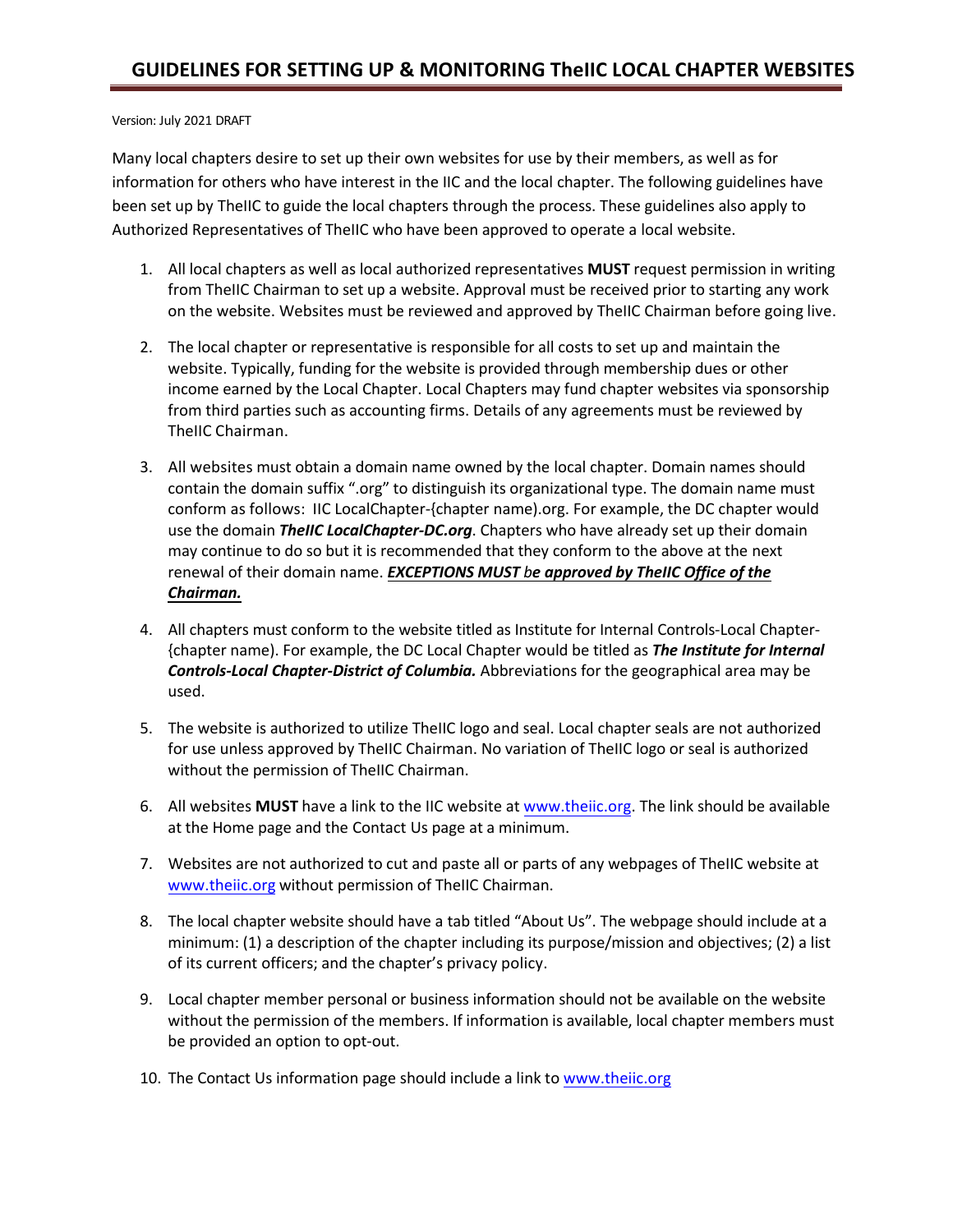# GUIDELINES FOR SETTING UP & MONITORING TheIIC LOCAL CHAPTER WEBSITES

Version: July 2021 DRAFT

Many local chapters desire to set up their own websites for use by their members, as well as for information for others who have interest in the IIC and the local chapter. The following guidelines have been set up by TheIIC to guide the local chapters through the process. These guidelines also apply to Authorized Representatives of TheIIC who have been approved to operate a local website.

1. All local chapters as well as local authorized representatives **MUST** request permission in writing from TheIIC Chairman to set up a website. Approval must be received prior to starting any work on the website. Websites must be reviewed and approved by TheIIC Chairman before going live.

2. The local chapter or representative is responsible for all costs to set up and maintain the website. Typically, funding for the website is provided through membership dues or other income earned by the Local Chapter. Local Chapters may fund chapter websites via sponsorship from third parties such as accounting firms. Details of any agreements must be reviewed by TheIIC Chairman.

3. All websites must obtain a domain name owned by the local chapter. Domain names should contain the domain suffix ".org" to distinguish its organizational type. The domain name must conform as follows: IIC LocalChapter-{chapter name).org. For example, the DC chapter would use the domain ***TheIIC LocalChapter-DC.org***. Chapters who have already set up their domain may continue to do so but it is recommended that they conform to the above at the next renewal of their domain name. <u>***EXCEPTIONS MUST be approved by TheIIC Office of the Chairman.***</u>

4. All chapters must conform to the website titled as Institute for Internal Controls-Local Chapter-{chapter name). For example, the DC Local Chapter would be titled as ***The Institute for Internal Controls-Local Chapter-District of Columbia.*** Abbreviations for the geographical area may be used.

5. The website is authorized to utilize TheIIC logo and seal. Local chapter seals are not authorized for use unless approved by TheIIC Chairman. No variation of TheIIC logo or seal is authorized without the permission of TheIIC Chairman.

6. All websites **MUST** have a link to the IIC website at www.theiic.org. The link should be available at the Home page and the Contact Us page at a minimum.

7. Websites are not authorized to cut and paste all or parts of any webpages of TheIIC website at www.theiic.org without permission of TheIIC Chairman.

8. The local chapter website should have a tab titled "About Us". The webpage should include at a minimum: (1) a description of the chapter including its purpose/mission and objectives; (2) a list of its current officers; and the chapter's privacy policy.

9. Local chapter member personal or business information should not be available on the website without the permission of the members. If information is available, local chapter members must be provided an option to opt-out.

10. The Contact Us information page should include a link to www.theiic.org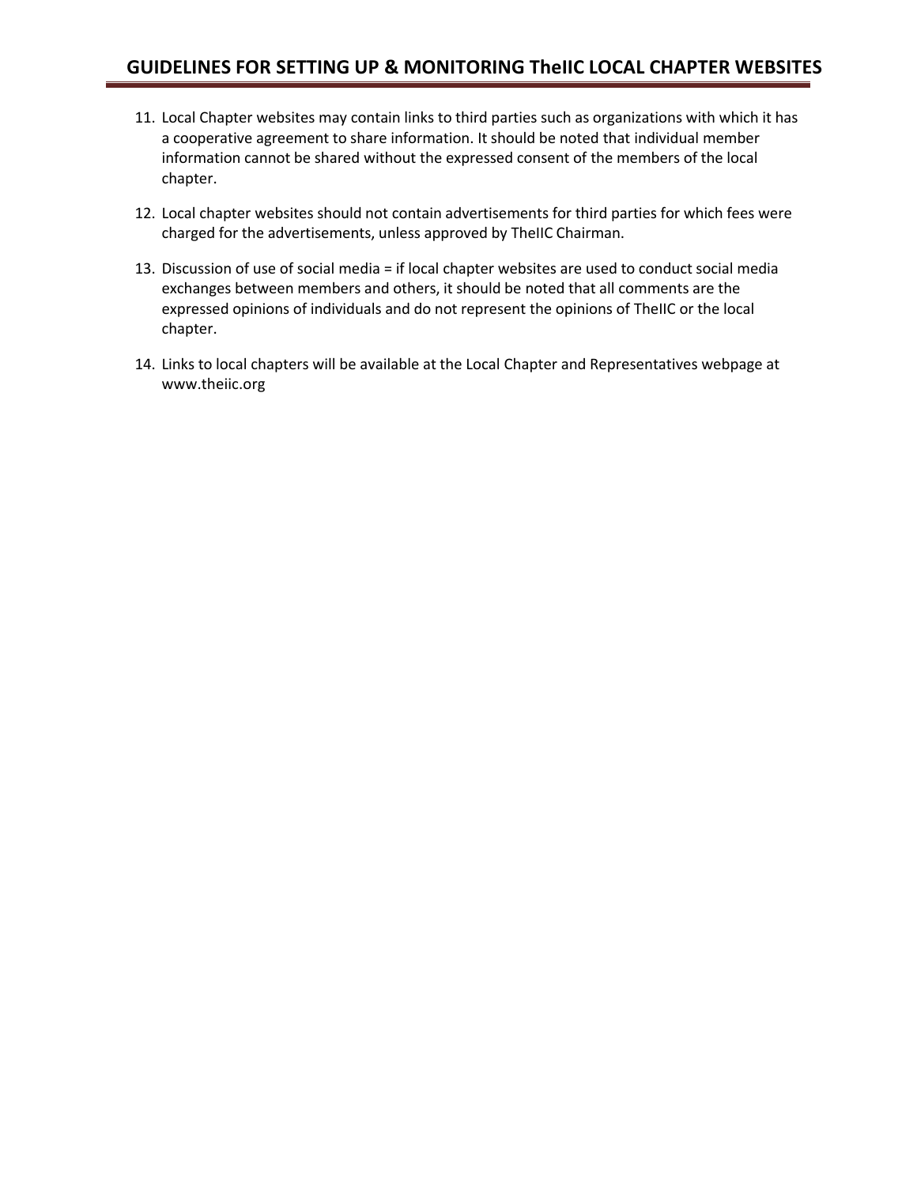11. Local Chapter websites may contain links to third parties such as organizations with which it has a cooperative agreement to share information. It should be noted that individual member information cannot be shared without the expressed consent of the members of the local chapter.

12. Local chapter websites should not contain advertisements for third parties for which fees were charged for the advertisements, unless approved by TheIIC Chairman.

13. Discussion of use of social media = if local chapter websites are used to conduct social media exchanges between members and others, it should be noted that all comments are the expressed opinions of individuals and do not represent the opinions of TheIIC or the local chapter.

14. Links to local chapters will be available at the Local Chapter and Representatives webpage at www.theiic.org